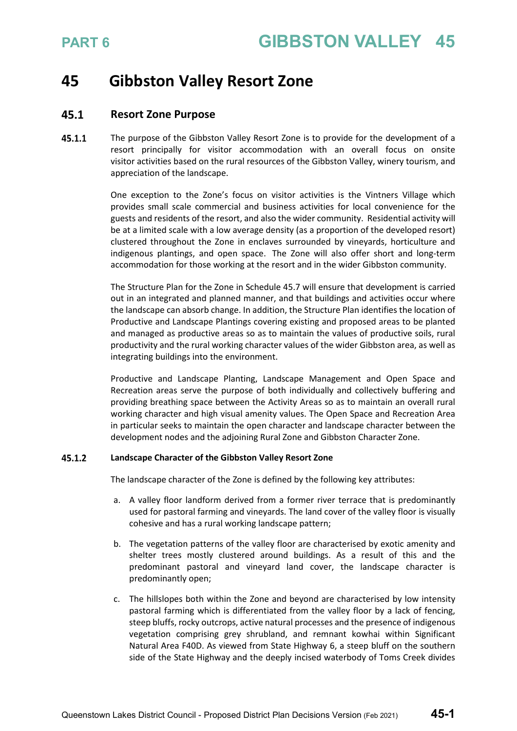# 45 Gibbston Valley Resort Zone

## 45.1 Resort Zone Purpose

**45.1.1** The purpose of the Gibbston Valley Resort Zone is to provide for the development of a resort principally for visitor accommodation with an overall focus on onsite visitor activities based on the rural resources of the Gibbston Valley, winery tourism, and appreciation of the landscape.

One exception to the Zone's focus on visitor activities is the Vintners Village which provides small scale commercial and business activities for local convenience for the guests and residents of the resort, and also the wider community. Residential activity will be at a limited scale with a low average density (as a proportion of the developed resort) clustered throughout the Zone in enclaves surrounded by vineyards, horticulture and indigenous plantings, and open space. The Zone will also offer short and long-term accommodation for those working at the resort and in the wider Gibbston community.

The Structure Plan for the Zone in Schedule 45.7 will ensure that development is carried out in an integrated and planned manner, and that buildings and activities occur where the landscape can absorb change. In addition, the Structure Plan identifies the location of Productive and Landscape Plantings covering existing and proposed areas to be planted and managed as productive areas so as to maintain the values of productive soils, rural productivity and the rural working character values of the wider Gibbston area, as well as integrating buildings into the environment.

Productive and Landscape Planting, Landscape Management and Open Space and Recreation areas serve the purpose of both individually and collectively buffering and providing breathing space between the Activity Areas so as to maintain an overall rural working character and high visual amenity values. The Open Space and Recreation Area in particular seeks to maintain the open character and landscape character between the development nodes and the adjoining Rural Zone and Gibbston Character Zone.

**45.1.2** **Landscape Character of the Gibbston Valley Resort Zone**

The landscape character of the Zone is defined by the following key attributes:

a. A valley floor landform derived from a former river terrace that is predominantly used for pastoral farming and vineyards. The land cover of the valley floor is visually cohesive and has a rural working landscape pattern;

b. The vegetation patterns of the valley floor are characterised by exotic amenity and shelter trees mostly clustered around buildings. As a result of this and the predominant pastoral and vineyard land cover, the landscape character is predominantly open;

c. The hillslopes both within the Zone and beyond are characterised by low intensity pastoral farming which is differentiated from the valley floor by a lack of fencing, steep bluffs, rocky outcrops, active natural processes and the presence of indigenous vegetation comprising grey shrubland, and remnant kowhai within Significant Natural Area F40D. As viewed from State Highway 6, a steep bluff on the southern side of the State Highway and the deeply incised waterbody of Toms Creek divides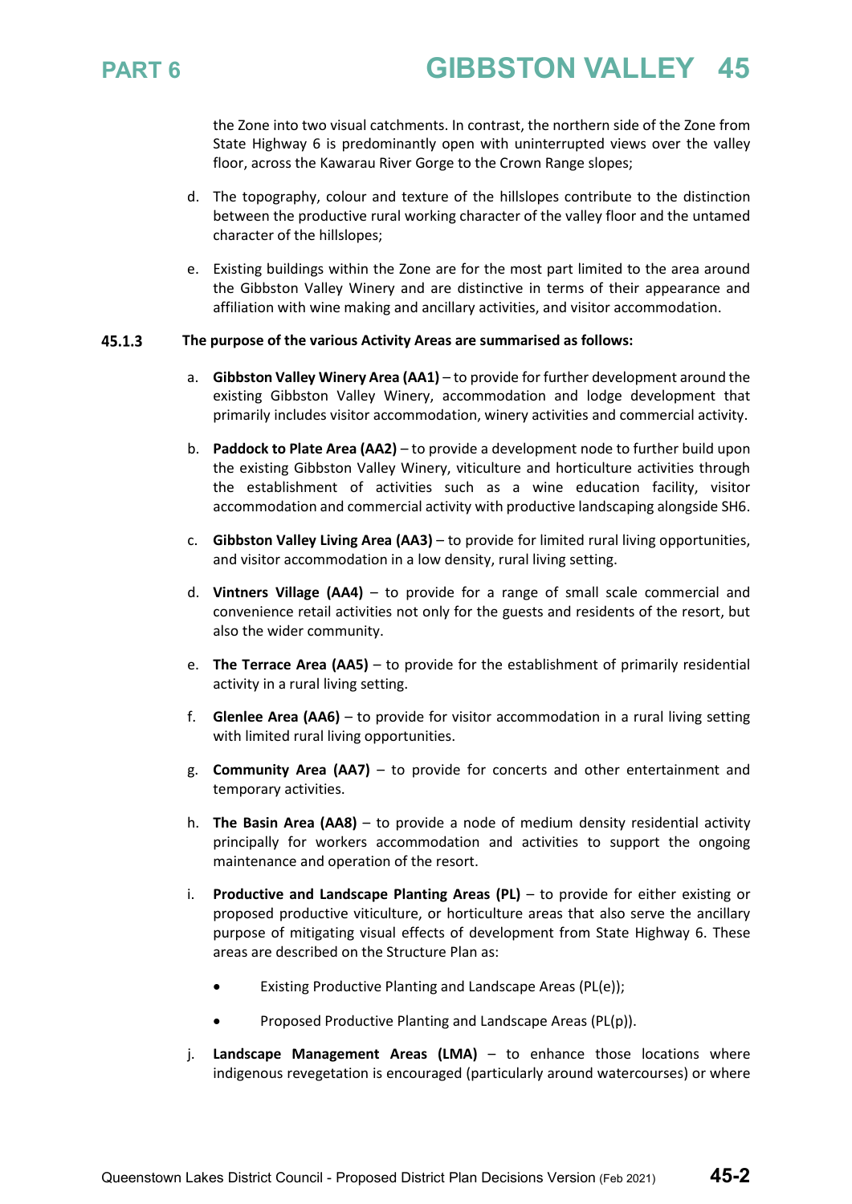the Zone into two visual catchments. In contrast, the northern side of the Zone from State Highway 6 is predominantly open with uninterrupted views over the valley floor, across the Kawarau River Gorge to the Crown Range slopes;

d. The topography, colour and texture of the hillslopes contribute to the distinction between the productive rural working character of the valley floor and the untamed character of the hillslopes;

e. Existing buildings within the Zone are for the most part limited to the area around the Gibbston Valley Winery and are distinctive in terms of their appearance and affiliation with wine making and ancillary activities, and visitor accommodation.

**45.1.3 The purpose of the various Activity Areas are summarised as follows:**

a. **Gibbston Valley Winery Area (AA1)** – to provide for further development around the existing Gibbston Valley Winery, accommodation and lodge development that primarily includes visitor accommodation, winery activities and commercial activity.

b. **Paddock to Plate Area (AA2)** – to provide a development node to further build upon the existing Gibbston Valley Winery, viticulture and horticulture activities through the establishment of activities such as a wine education facility, visitor accommodation and commercial activity with productive landscaping alongside SH6.

c. **Gibbston Valley Living Area (AA3)** – to provide for limited rural living opportunities, and visitor accommodation in a low density, rural living setting.

d. **Vintners Village (AA4)** – to provide for a range of small scale commercial and convenience retail activities not only for the guests and residents of the resort, but also the wider community.

e. **The Terrace Area (AA5)** – to provide for the establishment of primarily residential activity in a rural living setting.

f. **Glenlee Area (AA6)** – to provide for visitor accommodation in a rural living setting with limited rural living opportunities.

g. **Community Area (AA7)** – to provide for concerts and other entertainment and temporary activities.

h. **The Basin Area (AA8)** – to provide a node of medium density residential activity principally for workers accommodation and activities to support the ongoing maintenance and operation of the resort.

i. **Productive and Landscape Planting Areas (PL)** – to provide for either existing or proposed productive viticulture, or horticulture areas that also serve the ancillary purpose of mitigating visual effects of development from State Highway 6. These areas are described on the Structure Plan as:

- Existing Productive Planting and Landscape Areas (PL(e));
- Proposed Productive Planting and Landscape Areas (PL(p)).

j. **Landscape Management Areas (LMA)** – to enhance those locations where indigenous revegetation is encouraged (particularly around watercourses) or where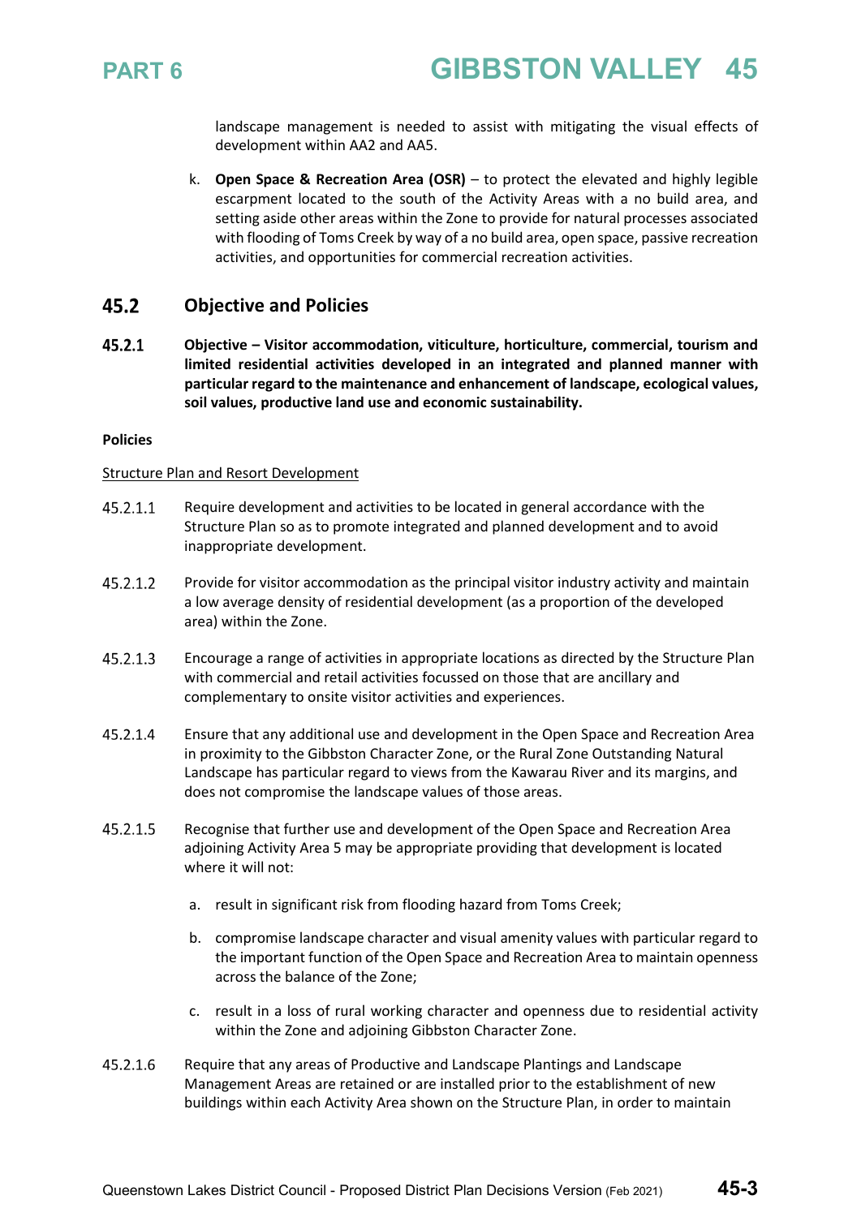landscape management is needed to assist with mitigating the visual effects of development within AA2 and AA5.

k. **Open Space & Recreation Area (OSR)** – to protect the elevated and highly legible escarpment located to the south of the Activity Areas with a no build area, and setting aside other areas within the Zone to provide for natural processes associated with flooding of Toms Creek by way of a no build area, open space, passive recreation activities, and opportunities for commercial recreation activities.

## 45.2 Objective and Policies

### 45.2.1 Objective – Visitor accommodation, viticulture, horticulture, commercial, tourism and limited residential activities developed in an integrated and planned manner with particular regard to the maintenance and enhancement of landscape, ecological values, soil values, productive land use and economic sustainability.

**Policies**

Structure Plan and Resort Development

45.2.1.1 Require development and activities to be located in general accordance with the Structure Plan so as to promote integrated and planned development and to avoid inappropriate development.

45.2.1.2 Provide for visitor accommodation as the principal visitor industry activity and maintain a low average density of residential development (as a proportion of the developed area) within the Zone.

45.2.1.3 Encourage a range of activities in appropriate locations as directed by the Structure Plan with commercial and retail activities focussed on those that are ancillary and complementary to onsite visitor activities and experiences.

45.2.1.4 Ensure that any additional use and development in the Open Space and Recreation Area in proximity to the Gibbston Character Zone, or the Rural Zone Outstanding Natural Landscape has particular regard to views from the Kawarau River and its margins, and does not compromise the landscape values of those areas.

45.2.1.5 Recognise that further use and development of the Open Space and Recreation Area adjoining Activity Area 5 may be appropriate providing that development is located where it will not:

a. result in significant risk from flooding hazard from Toms Creek;

b. compromise landscape character and visual amenity values with particular regard to the important function of the Open Space and Recreation Area to maintain openness across the balance of the Zone;

c. result in a loss of rural working character and openness due to residential activity within the Zone and adjoining Gibbston Character Zone.

45.2.1.6 Require that any areas of Productive and Landscape Plantings and Landscape Management Areas are retained or are installed prior to the establishment of new buildings within each Activity Area shown on the Structure Plan, in order to maintain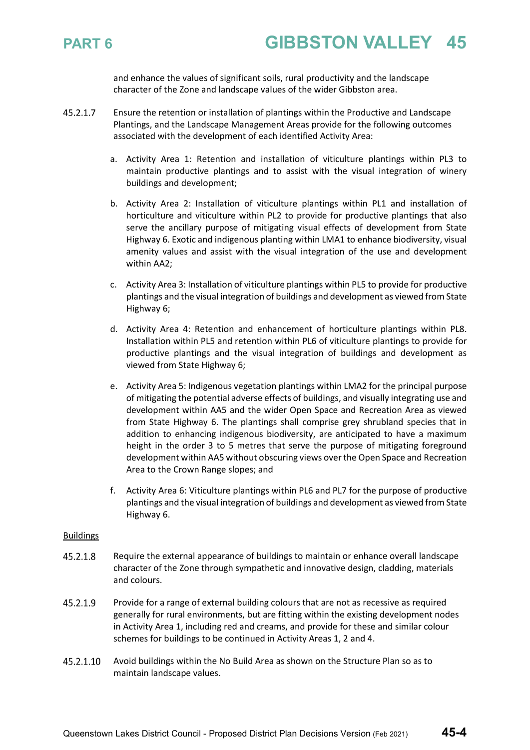and enhance the values of significant soils, rural productivity and the landscape character of the Zone and landscape values of the wider Gibbston area.

45.2.1.7 Ensure the retention or installation of plantings within the Productive and Landscape Plantings, and the Landscape Management Areas provide for the following outcomes associated with the development of each identified Activity Area:

a. Activity Area 1: Retention and installation of viticulture plantings within PL3 to maintain productive plantings and to assist with the visual integration of winery buildings and development;

b. Activity Area 2: Installation of viticulture plantings within PL1 and installation of horticulture and viticulture within PL2 to provide for productive plantings that also serve the ancillary purpose of mitigating visual effects of development from State Highway 6. Exotic and indigenous planting within LMA1 to enhance biodiversity, visual amenity values and assist with the visual integration of the use and development within AA2;

c. Activity Area 3: Installation of viticulture plantings within PL5 to provide for productive plantings and the visual integration of buildings and development as viewed from State Highway 6;

d. Activity Area 4: Retention and enhancement of horticulture plantings within PL8. Installation within PL5 and retention within PL6 of viticulture plantings to provide for productive plantings and the visual integration of buildings and development as viewed from State Highway 6;

e. Activity Area 5: Indigenous vegetation plantings within LMA2 for the principal purpose of mitigating the potential adverse effects of buildings, and visually integrating use and development within AA5 and the wider Open Space and Recreation Area as viewed from State Highway 6. The plantings shall comprise grey shrubland species that in addition to enhancing indigenous biodiversity, are anticipated to have a maximum height in the order 3 to 5 metres that serve the purpose of mitigating foreground development within AA5 without obscuring views over the Open Space and Recreation Area to the Crown Range slopes; and

f. Activity Area 6: Viticulture plantings within PL6 and PL7 for the purpose of productive plantings and the visual integration of buildings and development as viewed from State Highway 6.

<u>Buildings</u>

45.2.1.8 Require the external appearance of buildings to maintain or enhance overall landscape character of the Zone through sympathetic and innovative design, cladding, materials and colours.

45.2.1.9 Provide for a range of external building colours that are not as recessive as required generally for rural environments, but are fitting within the existing development nodes in Activity Area 1, including red and creams, and provide for these and similar colour schemes for buildings to be continued in Activity Areas 1, 2 and 4.

45.2.1.10 Avoid buildings within the No Build Area as shown on the Structure Plan so as to maintain landscape values.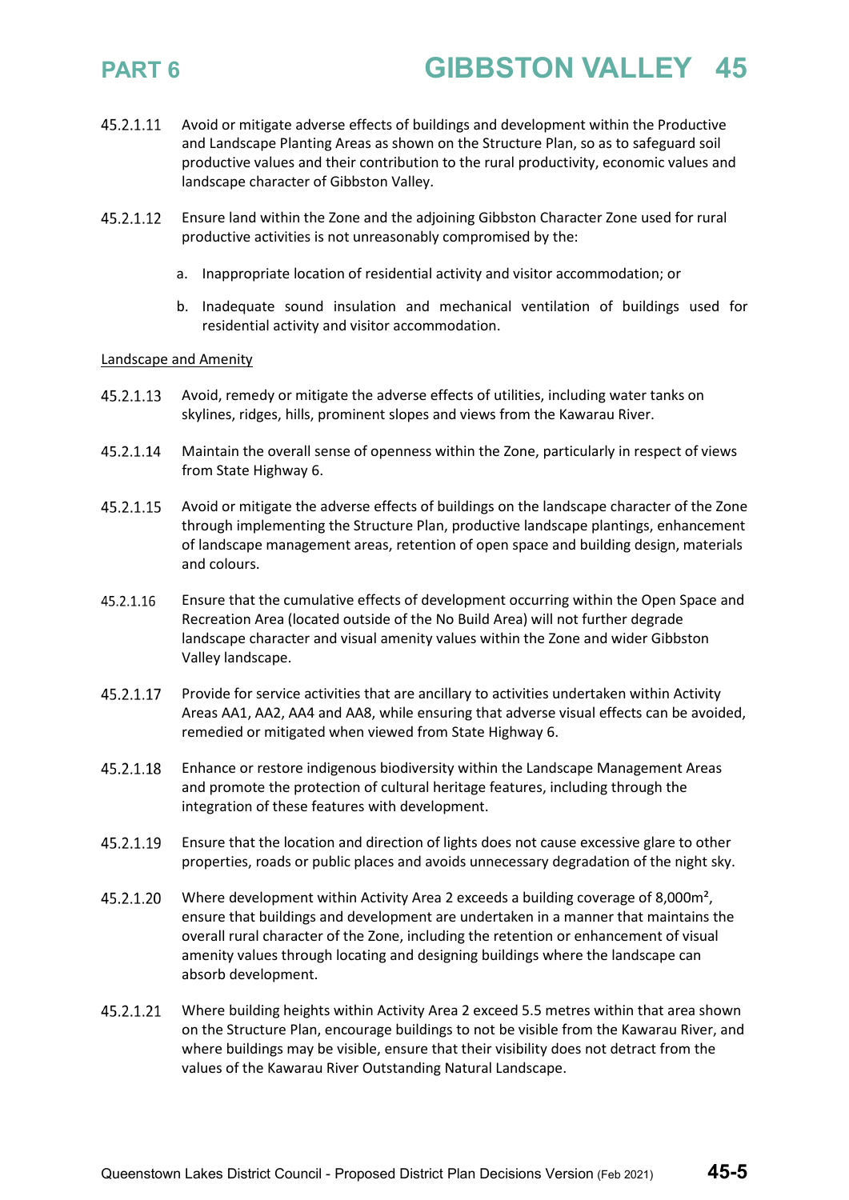45.2.1.11 Avoid or mitigate adverse effects of buildings and development within the Productive and Landscape Planting Areas as shown on the Structure Plan, so as to safeguard soil productive values and their contribution to the rural productivity, economic values and landscape character of Gibbston Valley.

45.2.1.12 Ensure land within the Zone and the adjoining Gibbston Character Zone used for rural productive activities is not unreasonably compromised by the:

a. Inappropriate location of residential activity and visitor accommodation; or

b. Inadequate sound insulation and mechanical ventilation of buildings used for residential activity and visitor accommodation.

Landscape and Amenity

45.2.1.13 Avoid, remedy or mitigate the adverse effects of utilities, including water tanks on skylines, ridges, hills, prominent slopes and views from the Kawarau River.

45.2.1.14 Maintain the overall sense of openness within the Zone, particularly in respect of views from State Highway 6.

45.2.1.15 Avoid or mitigate the adverse effects of buildings on the landscape character of the Zone through implementing the Structure Plan, productive landscape plantings, enhancement of landscape management areas, retention of open space and building design, materials and colours.

45.2.1.16 Ensure that the cumulative effects of development occurring within the Open Space and Recreation Area (located outside of the No Build Area) will not further degrade landscape character and visual amenity values within the Zone and wider Gibbston Valley landscape.

45.2.1.17 Provide for service activities that are ancillary to activities undertaken within Activity Areas AA1, AA2, AA4 and AA8, while ensuring that adverse visual effects can be avoided, remedied or mitigated when viewed from State Highway 6.

45.2.1.18 Enhance or restore indigenous biodiversity within the Landscape Management Areas and promote the protection of cultural heritage features, including through the integration of these features with development.

45.2.1.19 Ensure that the location and direction of lights does not cause excessive glare to other properties, roads or public places and avoids unnecessary degradation of the night sky.

45.2.1.20 Where development within Activity Area 2 exceeds a building coverage of 8,000m², ensure that buildings and development are undertaken in a manner that maintains the overall rural character of the Zone, including the retention or enhancement of visual amenity values through locating and designing buildings where the landscape can absorb development.

45.2.1.21 Where building heights within Activity Area 2 exceed 5.5 metres within that area shown on the Structure Plan, encourage buildings to not be visible from the Kawarau River, and where buildings may be visible, ensure that their visibility does not detract from the values of the Kawarau River Outstanding Natural Landscape.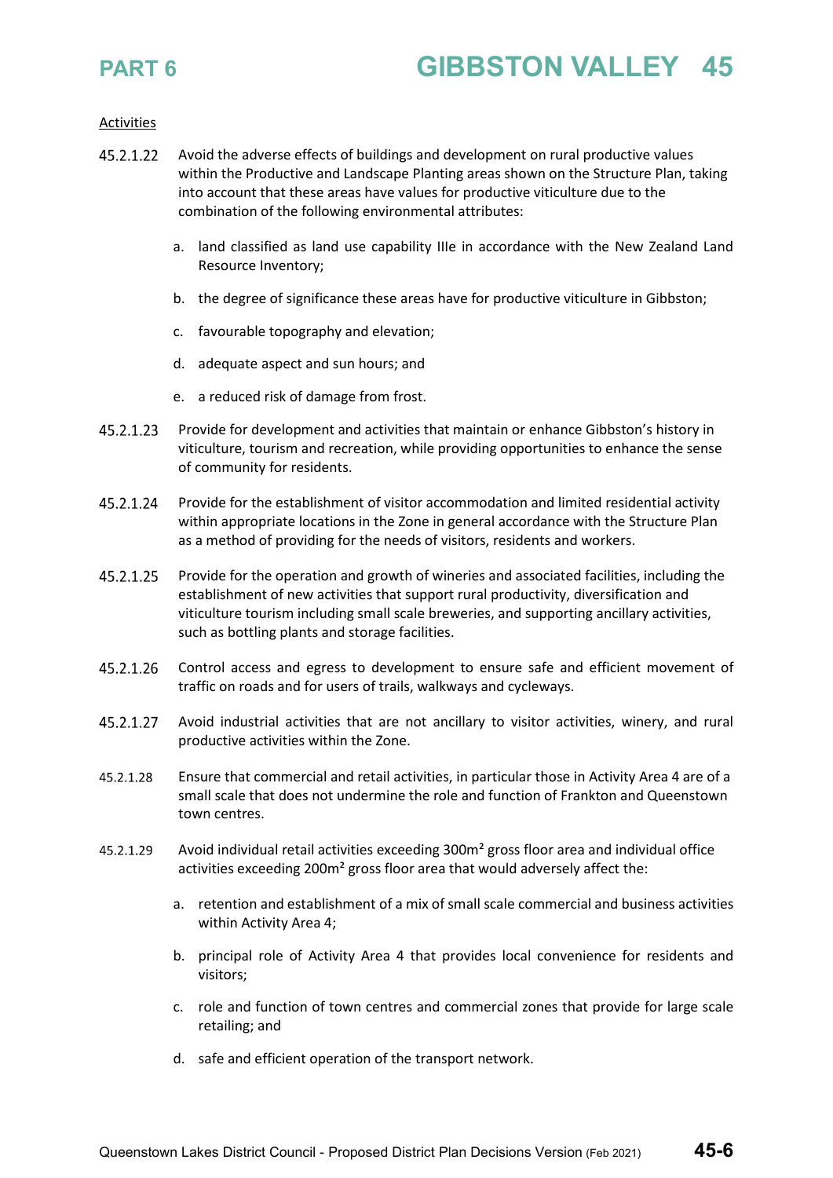Activities

45.2.1.22 Avoid the adverse effects of buildings and development on rural productive values within the Productive and Landscape Planting areas shown on the Structure Plan, taking into account that these areas have values for productive viticulture due to the combination of the following environmental attributes:

a. land classified as land use capability IIIe in accordance with the New Zealand Land Resource Inventory;

b. the degree of significance these areas have for productive viticulture in Gibbston;

c. favourable topography and elevation;

d. adequate aspect and sun hours; and

e. a reduced risk of damage from frost.

45.2.1.23 Provide for development and activities that maintain or enhance Gibbston's history in viticulture, tourism and recreation, while providing opportunities to enhance the sense of community for residents.

45.2.1.24 Provide for the establishment of visitor accommodation and limited residential activity within appropriate locations in the Zone in general accordance with the Structure Plan as a method of providing for the needs of visitors, residents and workers.

45.2.1.25 Provide for the operation and growth of wineries and associated facilities, including the establishment of new activities that support rural productivity, diversification and viticulture tourism including small scale breweries, and supporting ancillary activities, such as bottling plants and storage facilities.

45.2.1.26 Control access and egress to development to ensure safe and efficient movement of traffic on roads and for users of trails, walkways and cycleways.

45.2.1.27 Avoid industrial activities that are not ancillary to visitor activities, winery, and rural productive activities within the Zone.

45.2.1.28 Ensure that commercial and retail activities, in particular those in Activity Area 4 are of a small scale that does not undermine the role and function of Frankton and Queenstown town centres.

45.2.1.29 Avoid individual retail activities exceeding 300m² gross floor area and individual office activities exceeding 200m² gross floor area that would adversely affect the:

a. retention and establishment of a mix of small scale commercial and business activities within Activity Area 4;

b. principal role of Activity Area 4 that provides local convenience for residents and visitors;

c. role and function of town centres and commercial zones that provide for large scale retailing; and

d. safe and efficient operation of the transport network.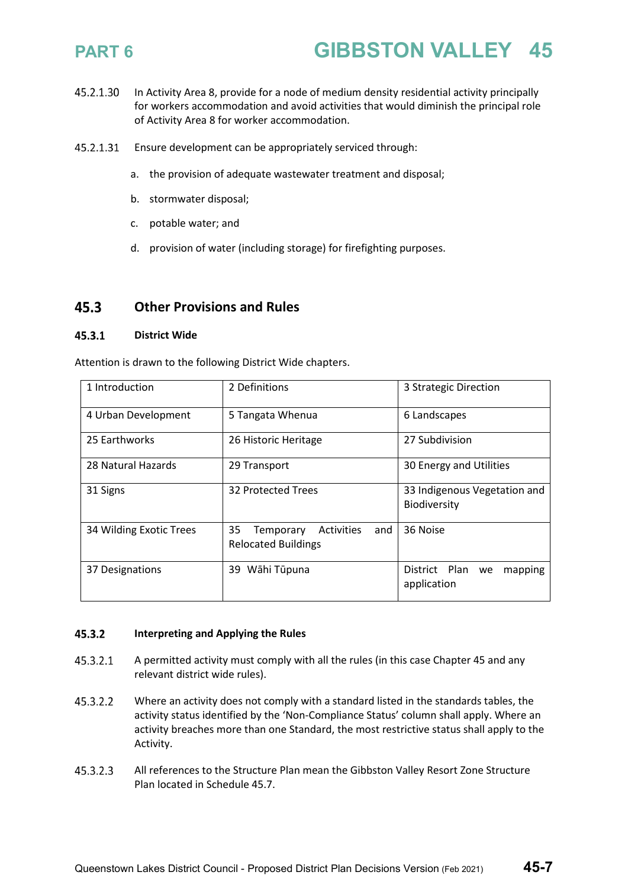45.2.1.30 In Activity Area 8, provide for a node of medium density residential activity principally for workers accommodation and avoid activities that would diminish the principal role of Activity Area 8 for worker accommodation.

45.2.1.31 Ensure development can be appropriately serviced through:

a. the provision of adequate wastewater treatment and disposal;

b. stormwater disposal;

c. potable water; and

d. provision of water (including storage) for firefighting purposes.

## 45.3 Other Provisions and Rules

### 45.3.1 District Wide

Attention is drawn to the following District Wide chapters.

| | | |
|---|---|---|
| 1 Introduction | 2 Definitions | 3 Strategic Direction |
| 4 Urban Development | 5 Tangata Whenua | 6 Landscapes |
| 25 Earthworks | 26 Historic Heritage | 27 Subdivision |
| 28 Natural Hazards | 29 Transport | 30 Energy and Utilities |
| 31 Signs | 32 Protected Trees | 33 Indigenous Vegetation and Biodiversity |
| 34 Wilding Exotic Trees | 35 Temporary Activities and Relocated Buildings | 36 Noise |
| 37 Designations | 39 Wāhi Tūpuna | District Plan we mapping application |

### 45.3.2 Interpreting and Applying the Rules

45.3.2.1 A permitted activity must comply with all the rules (in this case Chapter 45 and any relevant district wide rules).

45.3.2.2 Where an activity does not comply with a standard listed in the standards tables, the activity status identified by the 'Non-Compliance Status' column shall apply. Where an activity breaches more than one Standard, the most restrictive status shall apply to the Activity.

45.3.2.3 All references to the Structure Plan mean the Gibbston Valley Resort Zone Structure Plan located in Schedule 45.7.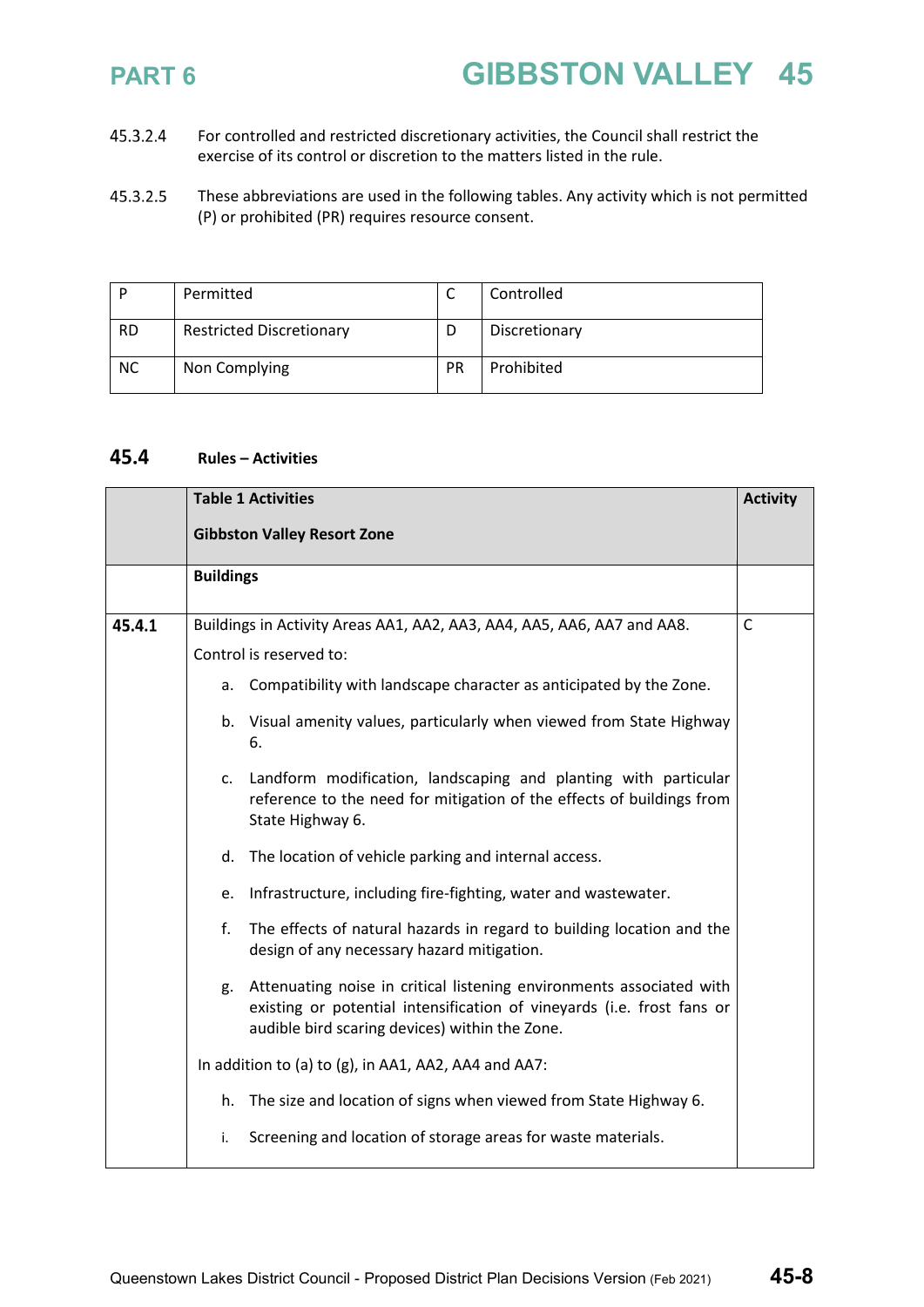45.3.2.4 For controlled and restricted discretionary activities, the Council shall restrict the exercise of its control or discretion to the matters listed in the rule.

45.3.2.5 These abbreviations are used in the following tables. Any activity which is not permitted (P) or prohibited (PR) requires resource consent.

| P | Permitted | C | Controlled |
|---|---|---|---|
| RD | Restricted Discretionary | D | Discretionary |
| NC | Non Complying | PR | Prohibited |

## 45.4 Rules – Activities

| | **Table 1 Activities**<br><br>**Gibbston Valley Resort Zone** | **Activity** |
|---|---|---|
| | **Buildings** | |
| **45.4.1** | Buildings in Activity Areas AA1, AA2, AA3, AA4, AA5, AA6, AA7 and AA8.<br><br>Control is reserved to:<br><br>a. Compatibility with landscape character as anticipated by the Zone.<br><br>b. Visual amenity values, particularly when viewed from State Highway 6.<br><br>c. Landform modification, landscaping and planting with particular reference to the need for mitigation of the effects of buildings from State Highway 6.<br><br>d. The location of vehicle parking and internal access.<br><br>e. Infrastructure, including fire-fighting, water and wastewater.<br><br>f. The effects of natural hazards in regard to building location and the design of any necessary hazard mitigation.<br><br>g. Attenuating noise in critical listening environments associated with existing or potential intensification of vineyards (i.e. frost fans or audible bird scaring devices) within the Zone.<br><br>In addition to (a) to (g), in AA1, AA2, AA4 and AA7:<br><br>h. The size and location of signs when viewed from State Highway 6.<br><br>i. Screening and location of storage areas for waste materials. | C |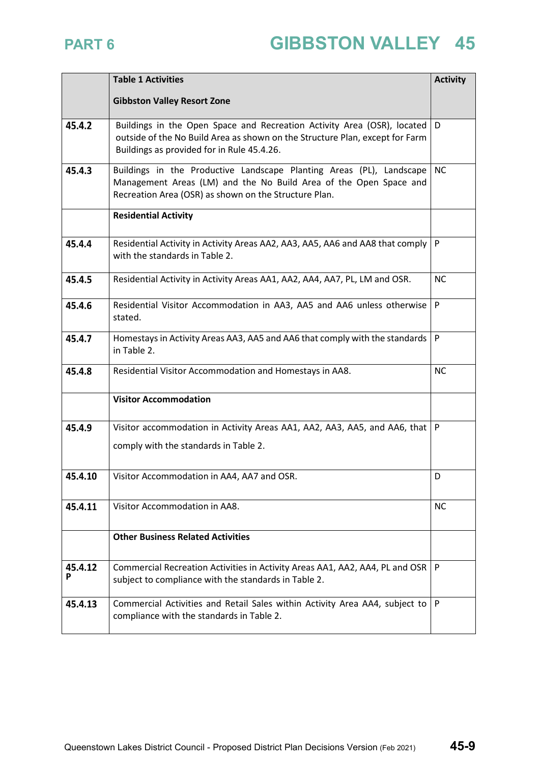| | Table 1 Activities<br><br>Gibbston Valley Resort Zone | Activity |
|---|---|---|
| 45.4.2 | Buildings in the Open Space and Recreation Activity Area (OSR), located outside of the No Build Area as shown on the Structure Plan, except for Farm Buildings as provided for in Rule 45.4.26. | D |
| 45.4.3 | Buildings in the Productive Landscape Planting Areas (PL), Landscape Management Areas (LM) and the No Build Area of the Open Space and Recreation Area (OSR) as shown on the Structure Plan. | NC |
| | **Residential Activity** | |
| 45.4.4 | Residential Activity in Activity Areas AA2, AA3, AA5, AA6 and AA8 that comply with the standards in Table 2. | P |
| 45.4.5 | Residential Activity in Activity Areas AA1, AA2, AA4, AA7, PL, LM and OSR. | NC |
| 45.4.6 | Residential Visitor Accommodation in AA3, AA5 and AA6 unless otherwise stated. | P |
| 45.4.7 | Homestays in Activity Areas AA3, AA5 and AA6 that comply with the standards in Table 2. | P |
| 45.4.8 | Residential Visitor Accommodation and Homestays in AA8. | NC |
| | **Visitor Accommodation** | |
| 45.4.9 | Visitor accommodation in Activity Areas AA1, AA2, AA3, AA5, and AA6, that comply with the standards in Table 2. | P |
| 45.4.10 | Visitor Accommodation in AA4, AA7 and OSR. | D |
| 45.4.11 | Visitor Accommodation in AA8. | NC |
| | **Other Business Related Activities** | |
| 45.4.12 P | Commercial Recreation Activities in Activity Areas AA1, AA2, AA4, PL and OSR subject to compliance with the standards in Table 2. | P |
| 45.4.13 | Commercial Activities and Retail Sales within Activity Area AA4, subject to compliance with the standards in Table 2. | P |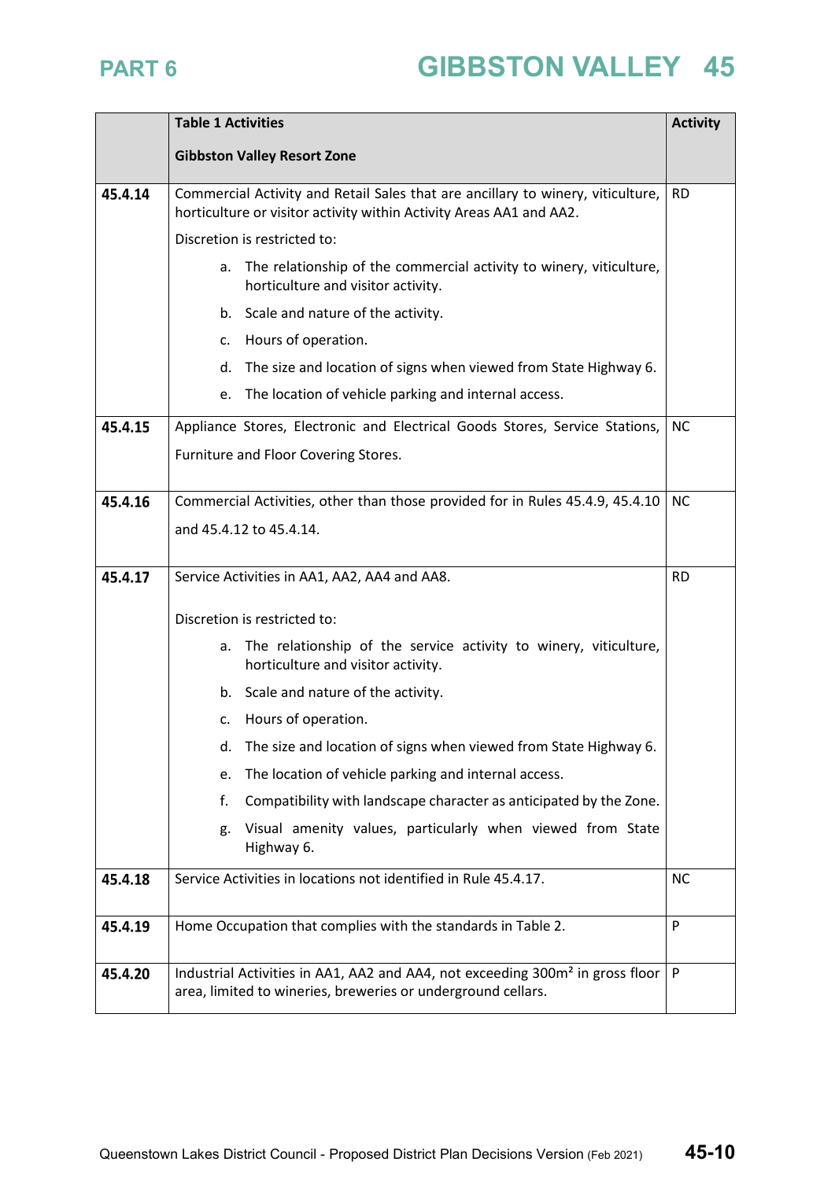| | Table 1 Activities<br><br>Gibbston Valley Resort Zone | Activity |
|---|---|---|
| 45.4.14 | Commercial Activity and Retail Sales that are ancillary to winery, viticulture, horticulture or visitor activity within Activity Areas AA1 and AA2.<br><br>Discretion is restricted to:<br><br>a. The relationship of the commercial activity to winery, viticulture, horticulture and visitor activity.<br><br>b. Scale and nature of the activity.<br><br>c. Hours of operation.<br><br>d. The size and location of signs when viewed from State Highway 6.<br><br>e. The location of vehicle parking and internal access. | RD |
| 45.4.15 | Appliance Stores, Electronic and Electrical Goods Stores, Service Stations, Furniture and Floor Covering Stores. | NC |
| 45.4.16 | Commercial Activities, other than those provided for in Rules 45.4.9, 45.4.10 and 45.4.12 to 45.4.14. | NC |
| 45.4.17 | Service Activities in AA1, AA2, AA4 and AA8.<br><br>Discretion is restricted to:<br><br>a. The relationship of the service activity to winery, viticulture, horticulture and visitor activity.<br><br>b. Scale and nature of the activity.<br><br>c. Hours of operation.<br><br>d. The size and location of signs when viewed from State Highway 6.<br><br>e. The location of vehicle parking and internal access.<br><br>f. Compatibility with landscape character as anticipated by the Zone.<br><br>g. Visual amenity values, particularly when viewed from State Highway 6. | RD |
| 45.4.18 | Service Activities in locations not identified in Rule 45.4.17. | NC |
| 45.4.19 | Home Occupation that complies with the standards in Table 2. | P |
| 45.4.20 | Industrial Activities in AA1, AA2 and AA4, not exceeding 300m² in gross floor area, limited to wineries, breweries or underground cellars. | P |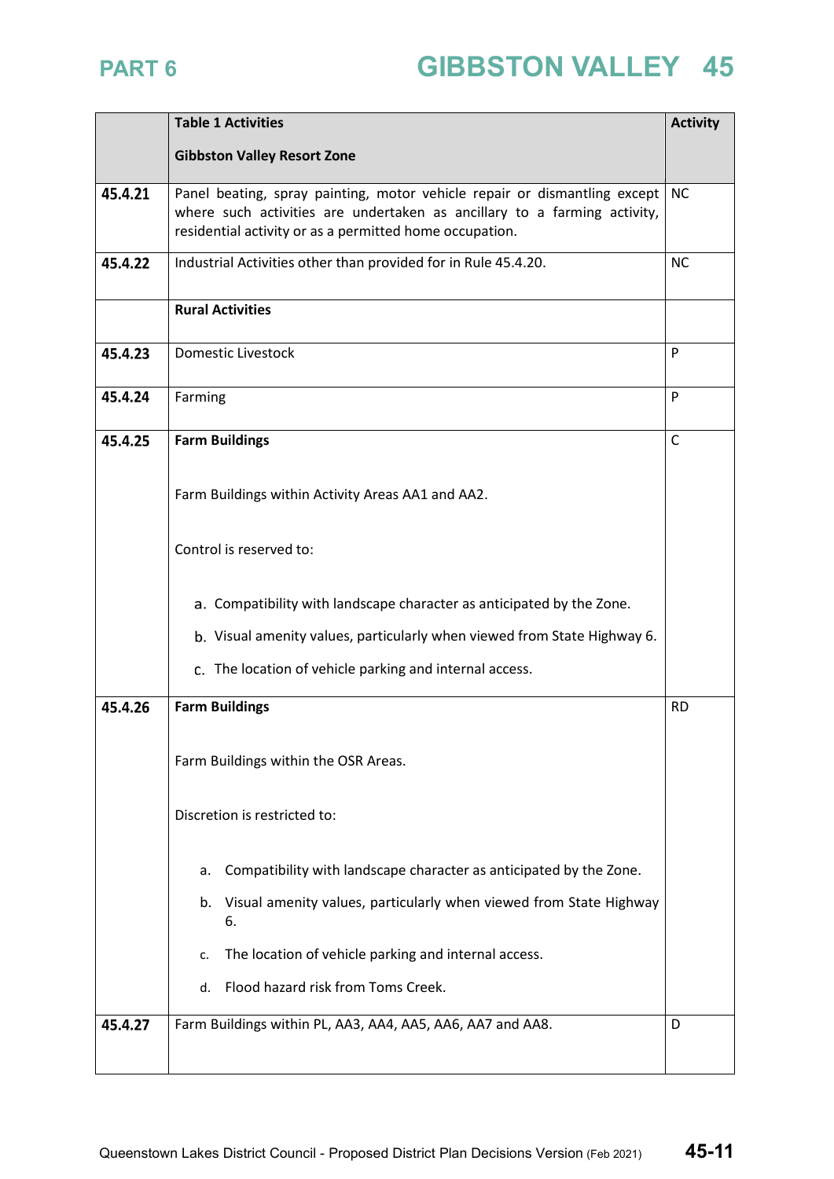| | Table 1 Activities<br><br>Gibbston Valley Resort Zone | Activity |
|---|---|---|
| 45.4.21 | Panel beating, spray painting, motor vehicle repair or dismantling except where such activities are undertaken as ancillary to a farming activity, residential activity or as a permitted home occupation. | NC |
| 45.4.22 | Industrial Activities other than provided for in Rule 45.4.20. | NC |
| | **Rural Activities** | |
| 45.4.23 | Domestic Livestock | P |
| 45.4.24 | Farming | P |
| 45.4.25 | **Farm Buildings**<br><br>Farm Buildings within Activity Areas AA1 and AA2.<br><br>Control is reserved to:<br><br>a. Compatibility with landscape character as anticipated by the Zone.<br>b. Visual amenity values, particularly when viewed from State Highway 6.<br>c. The location of vehicle parking and internal access. | C |
| 45.4.26 | **Farm Buildings**<br><br>Farm Buildings within the OSR Areas.<br><br>Discretion is restricted to:<br><br>a. Compatibility with landscape character as anticipated by the Zone.<br>b. Visual amenity values, particularly when viewed from State Highway 6.<br>c. The location of vehicle parking and internal access.<br>d. Flood hazard risk from Toms Creek. | RD |
| 45.4.27 | Farm Buildings within PL, AA3, AA4, AA5, AA6, AA7 and AA8. | D |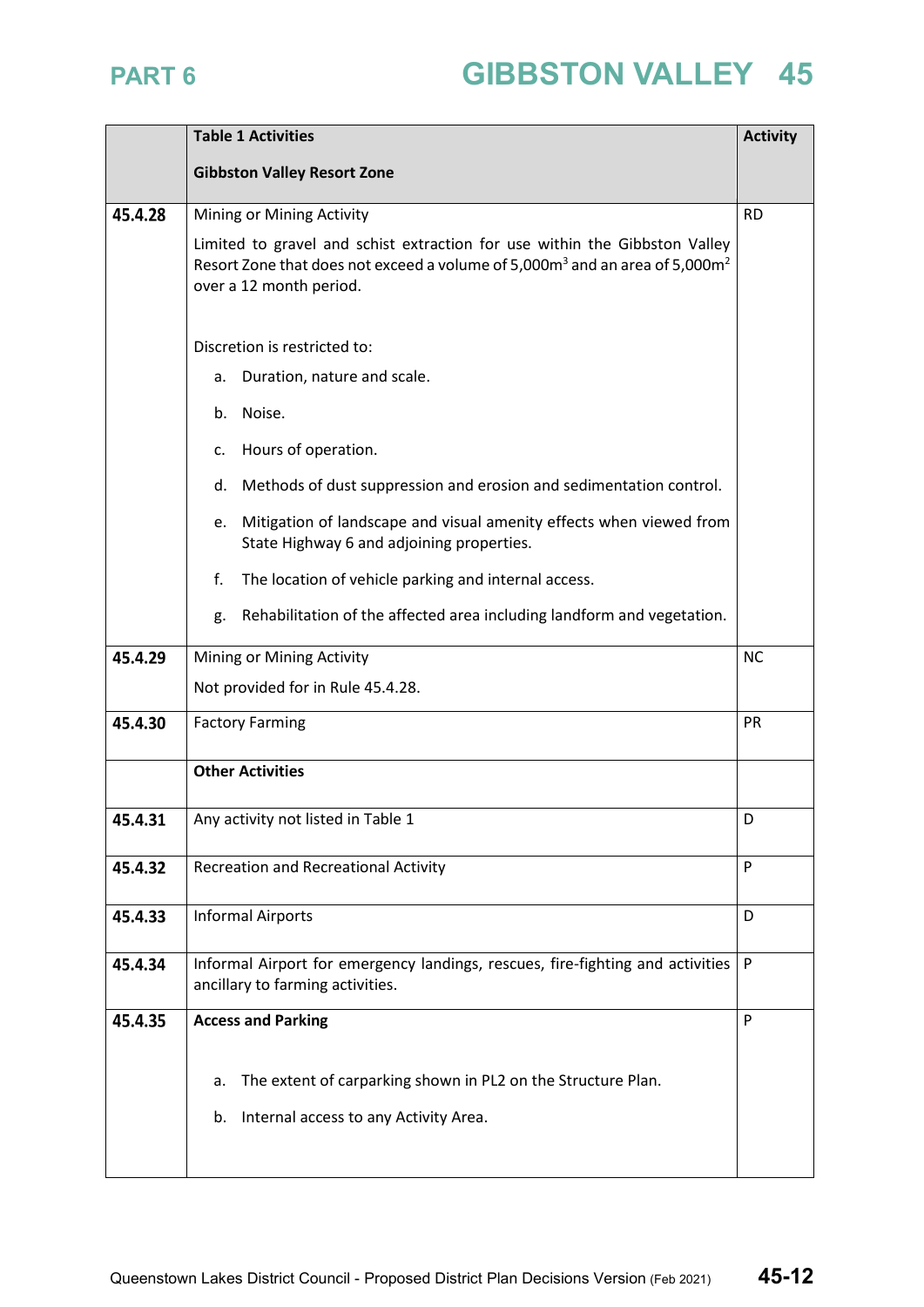| | **Table 1 Activities**<br><br>**Gibbston Valley Resort Zone** | **Activity** |
|---|---|---|
| **45.4.28** | Mining or Mining Activity<br><br>Limited to gravel and schist extraction for use within the Gibbston Valley Resort Zone that does not exceed a volume of 5,000m$^3$ and an area of 5,000m$^2$ over a 12 month period.<br><br>Discretion is restricted to:<br><br>a. Duration, nature and scale.<br><br>b. Noise.<br><br>c. Hours of operation.<br><br>d. Methods of dust suppression and erosion and sedimentation control.<br><br>e. Mitigation of landscape and visual amenity effects when viewed from State Highway 6 and adjoining properties.<br><br>f. The location of vehicle parking and internal access.<br><br>g. Rehabilitation of the affected area including landform and vegetation. | RD |
| **45.4.29** | Mining or Mining Activity<br><br>Not provided for in Rule 45.4.28. | NC |
| **45.4.30** | Factory Farming | PR |
| | **Other Activities** | |
| **45.4.31** | Any activity not listed in Table 1 | D |
| **45.4.32** | Recreation and Recreational Activity | P |
| **45.4.33** | Informal Airports | D |
| **45.4.34** | Informal Airport for emergency landings, rescues, fire-fighting and activities ancillary to farming activities. | P |
| **45.4.35** | **Access and Parking**<br><br>a. The extent of carparking shown in PL2 on the Structure Plan.<br><br>b. Internal access to any Activity Area. | P |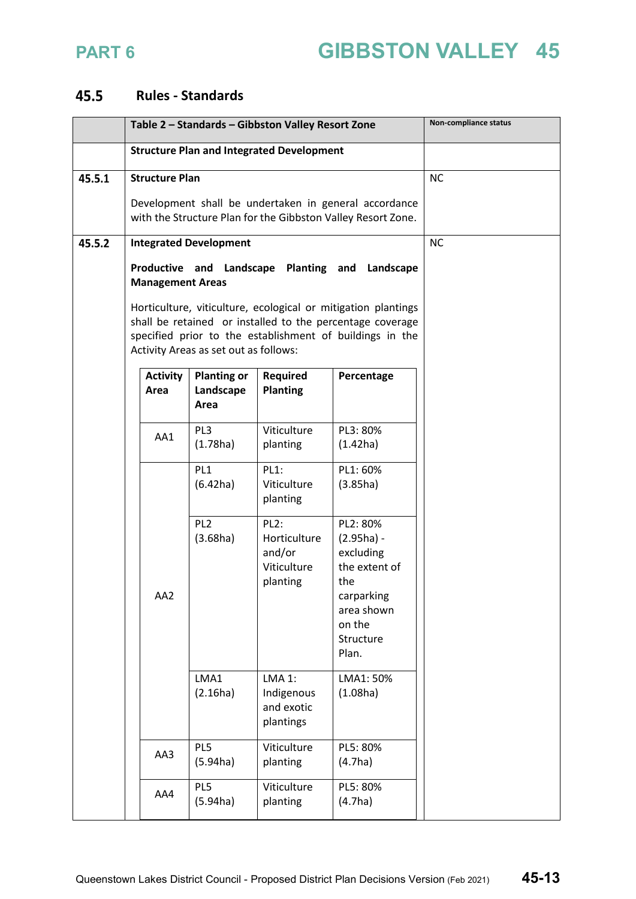## 45.5 Rules - Standards

| | Table 2 – Standards – Gibbston Valley Resort Zone | Non-compliance status |
|---|---|---|
| | **Structure Plan and Integrated Development** | |
| **45.5.1** | **Structure Plan**<br><br>Development shall be undertaken in general accordance with the Structure Plan for the Gibbston Valley Resort Zone. | NC |
| **45.5.2** | **Integrated Development**<br><br>**Productive and Landscape Planting and Landscape Management Areas**<br><br>Horticulture, viticulture, ecological or mitigation plantings shall be retained or installed to the percentage coverage specified prior to the establishment of buildings in the Activity Areas as set out as follows: | NC |

| Activity Area | Planting or Landscape Area | Required Planting | Percentage |
|---|---|---|---|
| AA1 | PL3 (1.78ha) | Viticulture planting | PL3: 80% (1.42ha) |
| AA2 | PL1 (6.42ha) | PL1: Viticulture planting | PL1: 60% (3.85ha) |
| | PL2 (3.68ha) | PL2: Horticulture and/or Viticulture planting | PL2: 80% (2.95ha) - excluding the extent of the carparking area shown on the Structure Plan. |
| | LMA1 (2.16ha) | LMA 1: Indigenous and exotic plantings | LMA1: 50% (1.08ha) |
| AA3 | PL5 (5.94ha) | Viticulture planting | PL5: 80% (4.7ha) |
| AA4 | PL5 (5.94ha) | Viticulture planting | PL5: 80% (4.7ha) |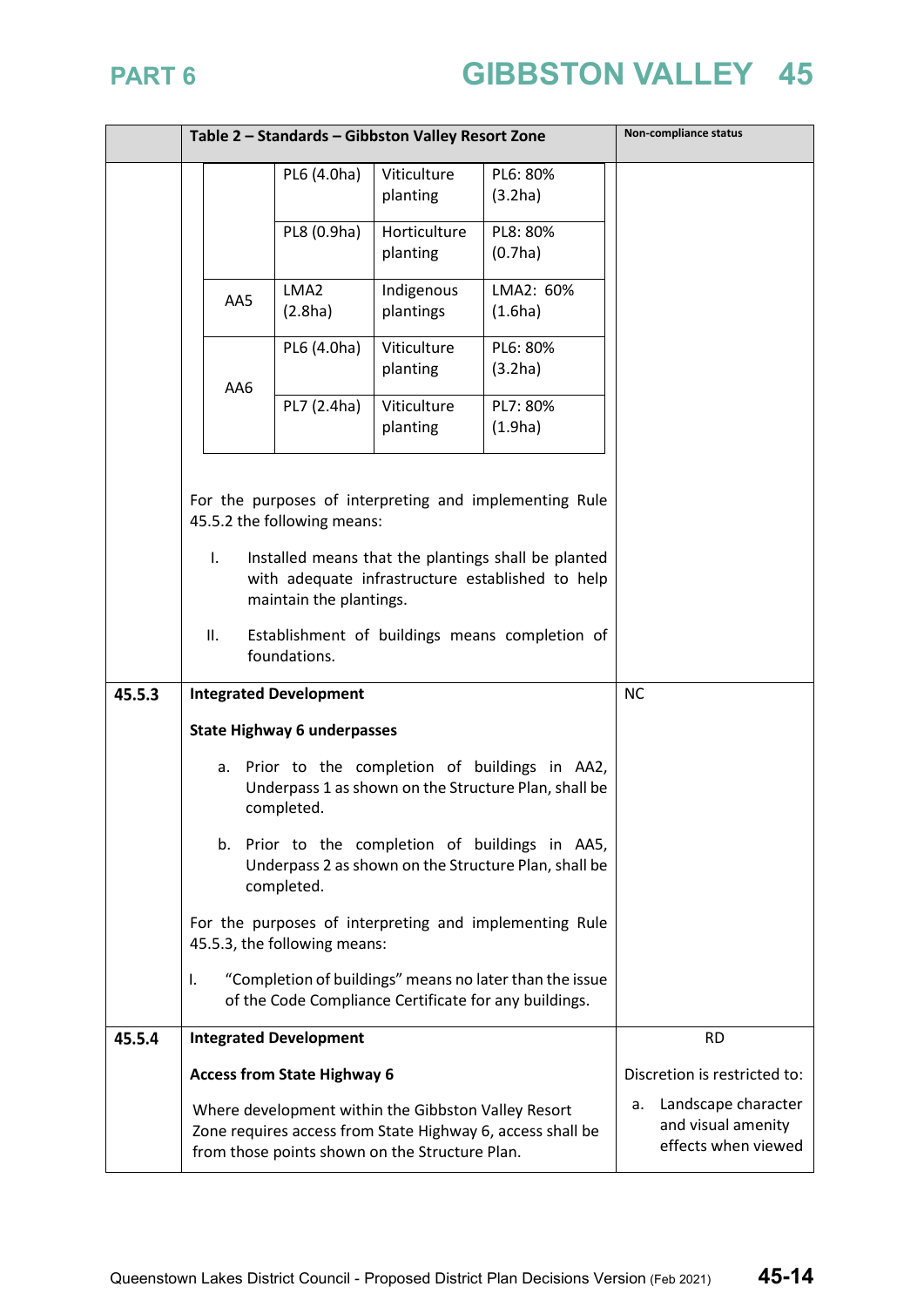| | Table 2 – Standards – Gibbston Valley Resort Zone | Non-compliance status |
|---|---|---|
| | <table><tr><td></td><td>PL6 (4.0ha)</td><td>Viticulture planting</td><td>PL6: 80% (3.2ha)</td></tr><tr><td></td><td>PL8 (0.9ha)</td><td>Horticulture planting</td><td>PL8: 80% (0.7ha)</td></tr><tr><td>AA5</td><td>LMA2 (2.8ha)</td><td>Indigenous plantings</td><td>LMA2: 60% (1.6ha)</td></tr><tr><td>AA6</td><td>PL6 (4.0ha)</td><td>Viticulture planting</td><td>PL6: 80% (3.2ha)</td></tr><tr><td></td><td>PL7 (2.4ha)</td><td>Viticulture planting</td><td>PL7: 80% (1.9ha)</td></tr></table><br>For the purposes of interpreting and implementing Rule 45.5.2 the following means:<br>I. Installed means that the plantings shall be planted with adequate infrastructure established to help maintain the plantings.<br>II. Establishment of buildings means completion of foundations. | |
| 45.5.3 | **Integrated Development**<br>**State Highway 6 underpasses**<br>a. Prior to the completion of buildings in AA2, Underpass 1 as shown on the Structure Plan, shall be completed.<br>b. Prior to the completion of buildings in AA5, Underpass 2 as shown on the Structure Plan, shall be completed.<br>For the purposes of interpreting and implementing Rule 45.5.3, the following means:<br>I. "Completion of buildings" means no later than the issue of the Code Compliance Certificate for any buildings. | NC |
| 45.5.4 | **Integrated Development**<br>**Access from State Highway 6**<br>Where development within the Gibbston Valley Resort Zone requires access from State Highway 6, access shall be from those points shown on the Structure Plan. | RD<br>Discretion is restricted to:<br>a. Landscape character and visual amenity effects when viewed |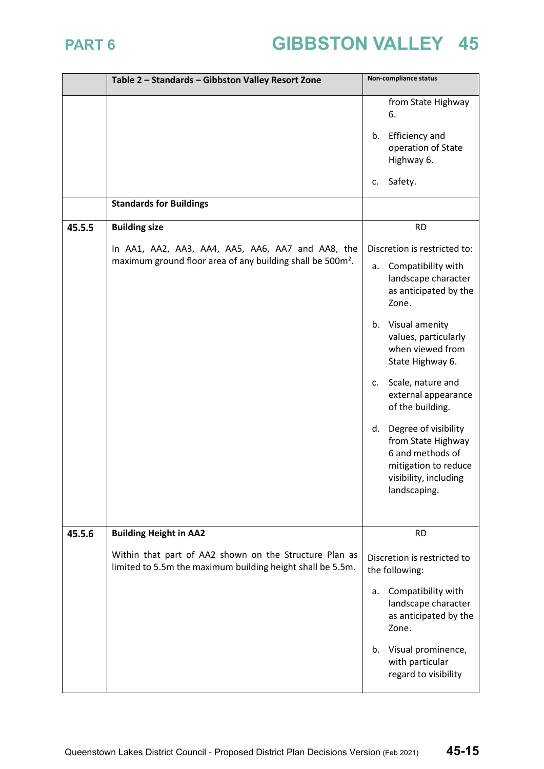| | Table 2 – Standards – Gibbston Valley Resort Zone | Non-compliance status |
|---|---|---|
| | | from State Highway 6.<br><br>b. Efficiency and operation of State Highway 6.<br><br>c. Safety. |
| | **Standards for Buildings** | |
| **45.5.5** | **Building size**<br><br>In AA1, AA2, AA3, AA4, AA5, AA6, AA7 and AA8, the maximum ground floor area of any building shall be 500m². | RD<br><br>Discretion is restricted to:<br><br>a. Compatibility with landscape character as anticipated by the Zone.<br><br>b. Visual amenity values, particularly when viewed from State Highway 6.<br><br>c. Scale, nature and external appearance of the building.<br><br>d. Degree of visibility from State Highway 6 and methods of mitigation to reduce visibility, including landscaping. |
| **45.5.6** | **Building Height in AA2**<br><br>Within that part of AA2 shown on the Structure Plan as limited to 5.5m the maximum building height shall be 5.5m. | RD<br><br>Discretion is restricted to the following:<br><br>a. Compatibility with landscape character as anticipated by the Zone.<br><br>b. Visual prominence, with particular regard to visibility |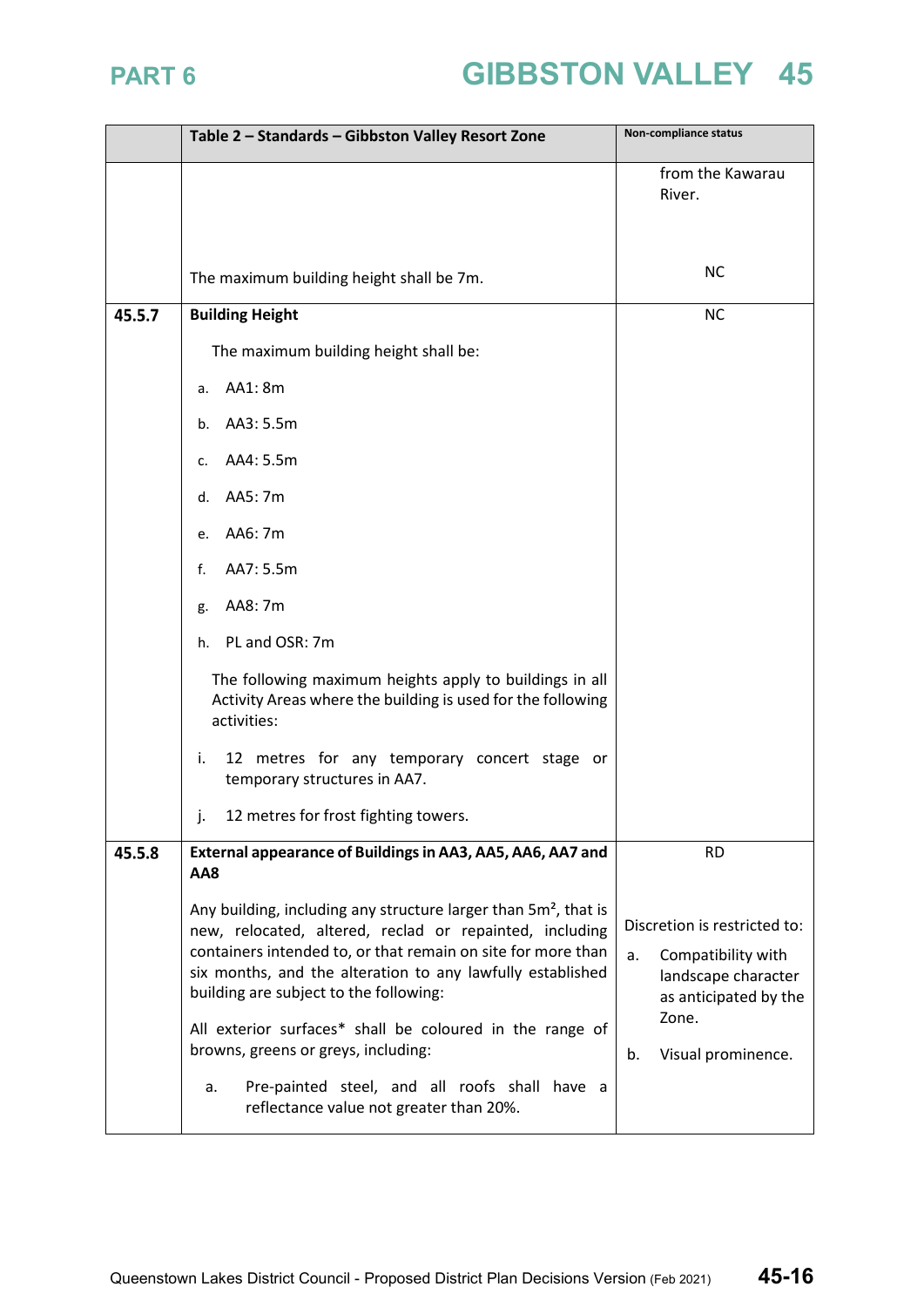| | Table 2 – Standards – Gibbston Valley Resort Zone | Non-compliance status |
|---|---|---|
| | The maximum building height shall be 7m. | from the Kawarau River.<br><br>NC |
| 45.5.7 | **Building Height**<br><br>The maximum building height shall be:<br><br>a. AA1: 8m<br><br>b. AA3: 5.5m<br><br>c. AA4: 5.5m<br><br>d. AA5: 7m<br><br>e. AA6: 7m<br><br>f. AA7: 5.5m<br><br>g. AA8: 7m<br><br>h. PL and OSR: 7m<br><br>The following maximum heights apply to buildings in all Activity Areas where the building is used for the following activities:<br><br>i. 12 metres for any temporary concert stage or temporary structures in AA7.<br><br>j. 12 metres for frost fighting towers. | NC |
| 45.5.8 | **External appearance of Buildings in AA3, AA5, AA6, AA7 and AA8**<br><br>Any building, including any structure larger than 5m², that is new, relocated, altered, reclad or repainted, including containers intended to, or that remain on site for more than six months, and the alteration to any lawfully established building are subject to the following:<br><br>All exterior surfaces* shall be coloured in the range of browns, greens or greys, including:<br><br>a. Pre-painted steel, and all roofs shall have a reflectance value not greater than 20%. | RD<br><br>Discretion is restricted to:<br><br>a. Compatibility with landscape character as anticipated by the Zone.<br><br>b. Visual prominence. |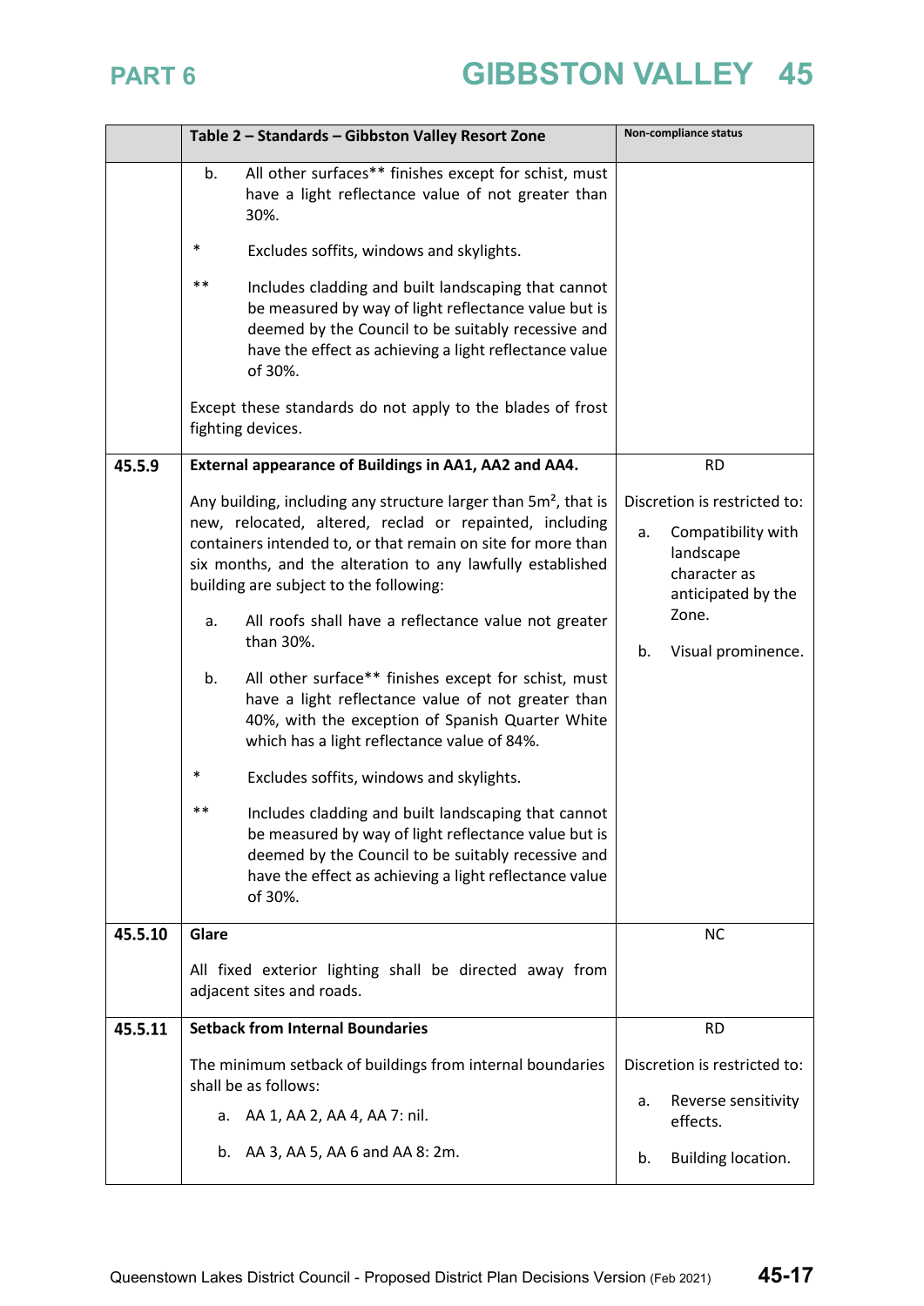| | Table 2 – Standards – Gibbston Valley Resort Zone | Non-compliance status |
|---|---|---|
| | b. All other surfaces** finishes except for schist, must have a light reflectance value of not greater than 30%.<br><br>* Excludes soffits, windows and skylights.<br><br>** Includes cladding and built landscaping that cannot be measured by way of light reflectance value but is deemed by the Council to be suitably recessive and have the effect as achieving a light reflectance value of 30%.<br><br>Except these standards do not apply to the blades of frost fighting devices. | |
| 45.5.9 | **External appearance of Buildings in AA1, AA2 and AA4.**<br><br>Any building, including any structure larger than 5m², that is new, relocated, altered, reclad or repainted, including containers intended to, or that remain on site for more than six months, and the alteration to any lawfully established building are subject to the following:<br><br>a. All roofs shall have a reflectance value not greater than 30%.<br><br>b. All other surface** finishes except for schist, must have a light reflectance value of not greater than 40%, with the exception of Spanish Quarter White which has a light reflectance value of 84%.<br><br>* Excludes soffits, windows and skylights.<br><br>** Includes cladding and built landscaping that cannot be measured by way of light reflectance value but is deemed by the Council to be suitably recessive and have the effect as achieving a light reflectance value of 30%. | RD<br><br>Discretion is restricted to:<br><br>a. Compatibility with landscape character as anticipated by the Zone.<br><br>b. Visual prominence. |
| 45.5.10 | **Glare**<br><br>All fixed exterior lighting shall be directed away from adjacent sites and roads. | NC |
| 45.5.11 | **Setback from Internal Boundaries**<br><br>The minimum setback of buildings from internal boundaries shall be as follows:<br><br>a. AA 1, AA 2, AA 4, AA 7: nil.<br><br>b. AA 3, AA 5, AA 6 and AA 8: 2m. | RD<br><br>Discretion is restricted to:<br><br>a. Reverse sensitivity effects.<br><br>b. Building location. |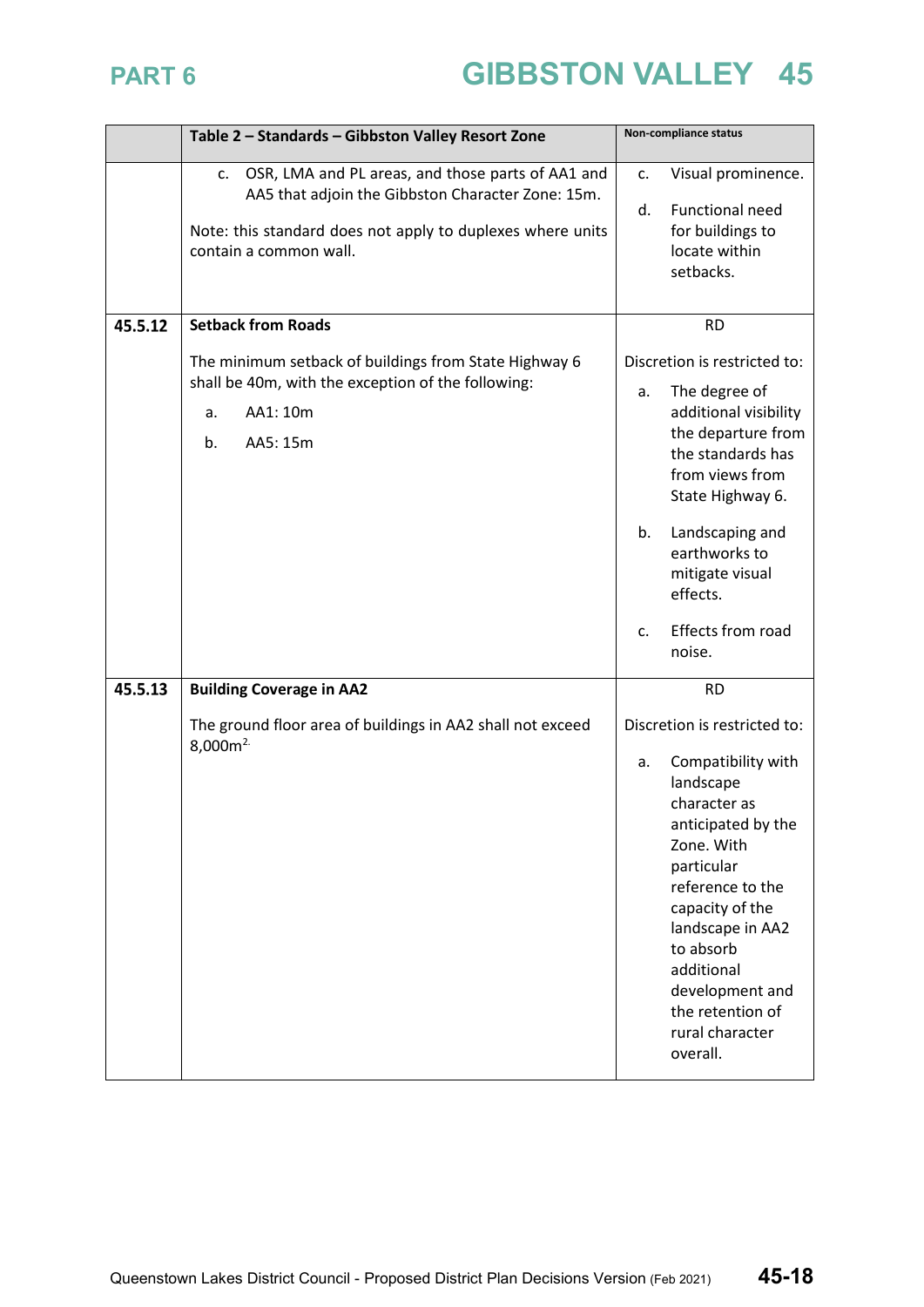| | Table 2 – Standards – Gibbston Valley Resort Zone | Non-compliance status |
|---|---|---|
| | c. OSR, LMA and PL areas, and those parts of AA1 and AA5 that adjoin the Gibbston Character Zone: 15m.<br><br>Note: this standard does not apply to duplexes where units contain a common wall. | c. Visual prominence.<br><br>d. Functional need for buildings to locate within setbacks. |
| 45.5.12 | **Setback from Roads**<br><br>The minimum setback of buildings from State Highway 6 shall be 40m, with the exception of the following:<br><br>a. AA1: 10m<br><br>b. AA5: 15m | RD<br><br>Discretion is restricted to:<br><br>a. The degree of additional visibility the departure from the standards has from views from State Highway 6.<br><br>b. Landscaping and earthworks to mitigate visual effects.<br><br>c. Effects from road noise. |
| 45.5.13 | **Building Coverage in AA2**<br><br>The ground floor area of buildings in AA2 shall not exceed 8,000m$^2$. | RD<br><br>Discretion is restricted to:<br><br>a. Compatibility with landscape character as anticipated by the Zone. With particular reference to the capacity of the landscape in AA2 to absorb additional development and the retention of rural character overall. |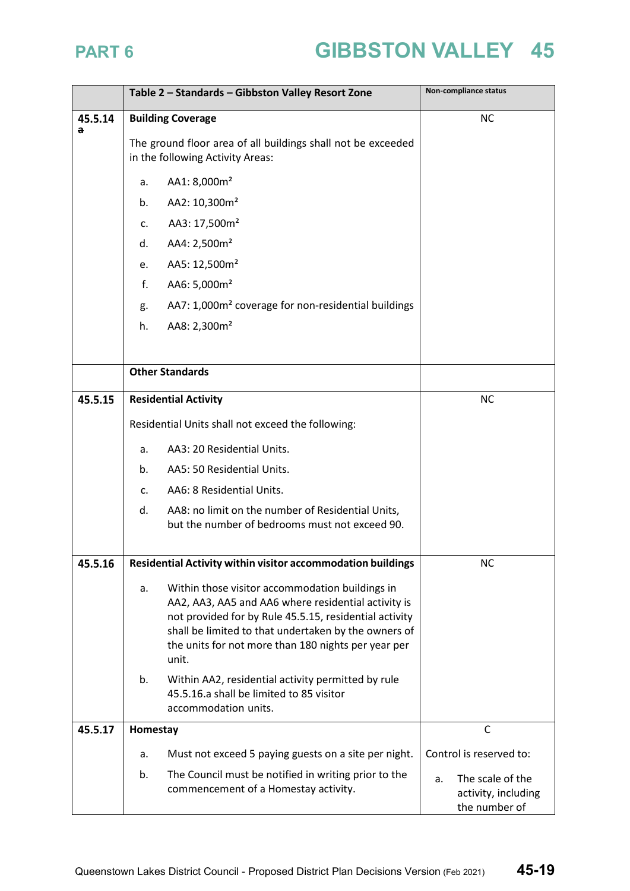| | Table 2 – Standards – Gibbston Valley Resort Zone | Non-compliance status |
|---|---|---|
| 45.5.14 ~~a~~ | **Building Coverage**<br><br>The ground floor area of all buildings shall not be exceeded in the following Activity Areas:<br><br>a. AA1: 8,000m²<br>b. AA2: 10,300m²<br>c. AA3: 17,500m²<br>d. AA4: 2,500m²<br>e. AA5: 12,500m²<br>f. AA6: 5,000m²<br>g. AA7: 1,000m² coverage for non-residential buildings<br>h. AA8: 2,300m² | NC |
| | **Other Standards** | |
| 45.5.15 | **Residential Activity**<br><br>Residential Units shall not exceed the following:<br><br>a. AA3: 20 Residential Units.<br>b. AA5: 50 Residential Units.<br>c. AA6: 8 Residential Units.<br>d. AA8: no limit on the number of Residential Units, but the number of bedrooms must not exceed 90. | NC |
| 45.5.16 | **Residential Activity within visitor accommodation buildings**<br><br>a. Within those visitor accommodation buildings in AA2, AA3, AA5 and AA6 where residential activity is not provided for by Rule 45.5.15, residential activity shall be limited to that undertaken by the owners of the units for not more than 180 nights per year per unit.<br><br>b. Within AA2, residential activity permitted by rule 45.5.16.a shall be limited to 85 visitor accommodation units. | NC |
| 45.5.17 | **Homestay**<br><br>a. Must not exceed 5 paying guests on a site per night.<br><br>b. The Council must be notified in writing prior to the commencement of a Homestay activity. | C<br><br>Control is reserved to:<br><br>a. The scale of the activity, including the number of |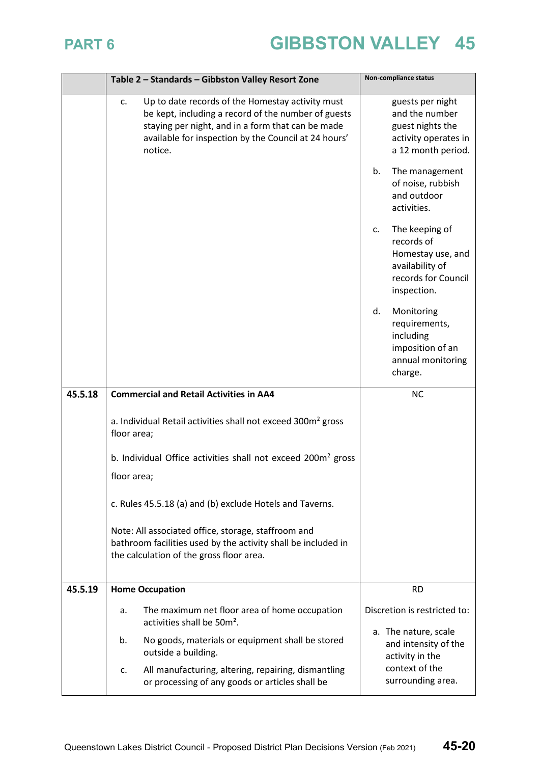| | Table 2 – Standards – Gibbston Valley Resort Zone | Non-compliance status |
|---|---|---|
| | c. Up to date records of the Homestay activity must be kept, including a record of the number of guests staying per night, and in a form that can be made available for inspection by the Council at 24 hours' notice. | guests per night and the number guest nights the activity operates in a 12 month period.<br><br>b. The management of noise, rubbish and outdoor activities.<br><br>c. The keeping of records of Homestay use, and availability of records for Council inspection.<br><br>d. Monitoring requirements, including imposition of an annual monitoring charge. |
| 45.5.18 | **Commercial and Retail Activities in AA4**<br><br>a. Individual Retail activities shall not exceed 300m² gross floor area;<br><br>b. Individual Office activities shall not exceed 200m² gross floor area;<br><br>c. Rules 45.5.18 (a) and (b) exclude Hotels and Taverns.<br><br>Note: All associated office, storage, staffroom and bathroom facilities used by the activity shall be included in the calculation of the gross floor area. | NC |
| 45.5.19 | **Home Occupation**<br><br>a. The maximum net floor area of home occupation activities shall be 50m².<br><br>b. No goods, materials or equipment shall be stored outside a building.<br><br>c. All manufacturing, altering, repairing, dismantling or processing of any goods or articles shall be | RD<br><br>Discretion is restricted to:<br><br>a. The nature, scale and intensity of the activity in the context of the surrounding area. |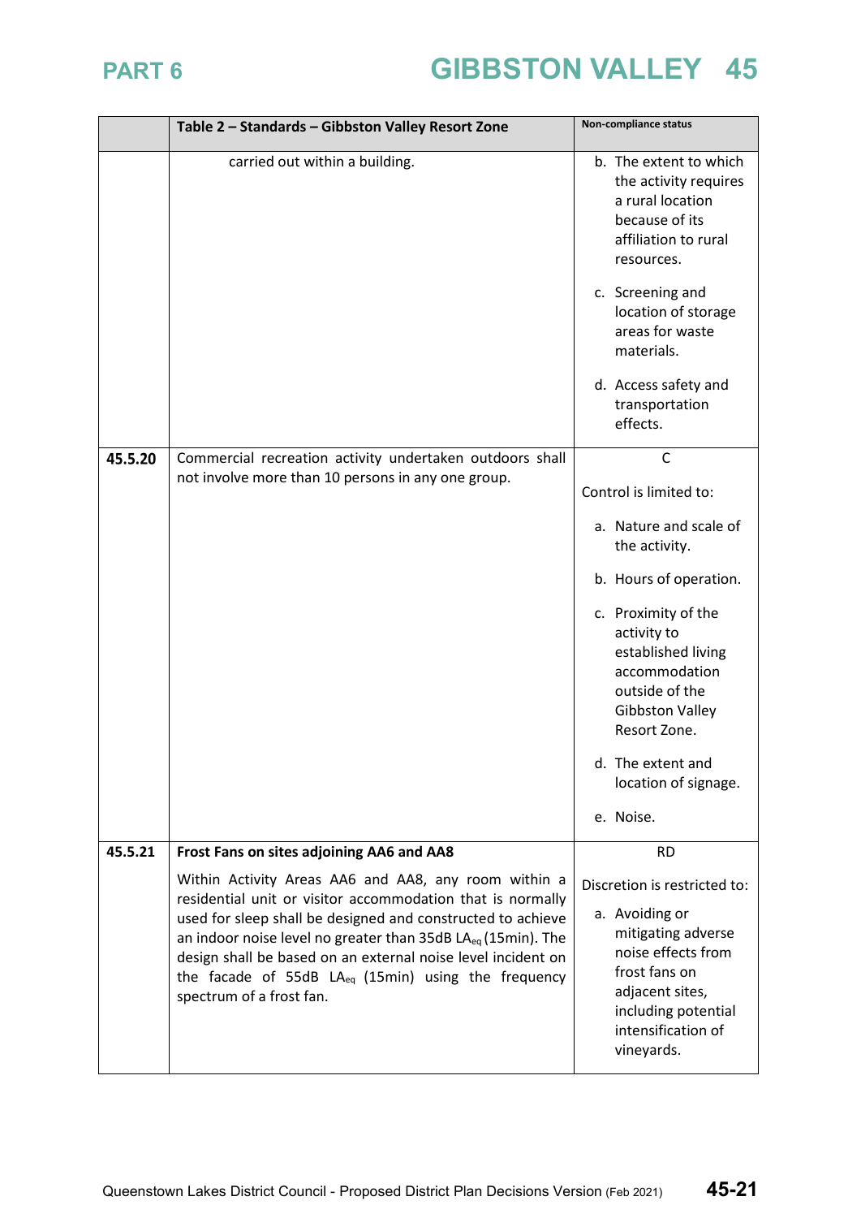| | Table 2 – Standards – Gibbston Valley Resort Zone | Non-compliance status |
|---|---|---|
| | carried out within a building. | b. The extent to which the activity requires a rural location because of its affiliation to rural resources.<br><br>c. Screening and location of storage areas for waste materials.<br><br>d. Access safety and transportation effects. |
| 45.5.20 | Commercial recreation activity undertaken outdoors shall not involve more than 10 persons in any one group. | C<br><br>Control is limited to:<br><br>a. Nature and scale of the activity.<br><br>b. Hours of operation.<br><br>c. Proximity of the activity to established living accommodation outside of the Gibbston Valley Resort Zone.<br><br>d. The extent and location of signage.<br><br>e. Noise. |
| 45.5.21 | **Frost Fans on sites adjoining AA6 and AA8**<br><br>Within Activity Areas AA6 and AA8, any room within a residential unit or visitor accommodation that is normally used for sleep shall be designed and constructed to achieve an indoor noise level no greater than 35dB $LA_{eq}$ (15min). The design shall be based on an external noise level incident on the facade of 55dB $LA_{eq}$ (15min) using the frequency spectrum of a frost fan. | RD<br><br>Discretion is restricted to:<br><br>a. Avoiding or mitigating adverse noise effects from frost fans on adjacent sites, including potential intensification of vineyards. |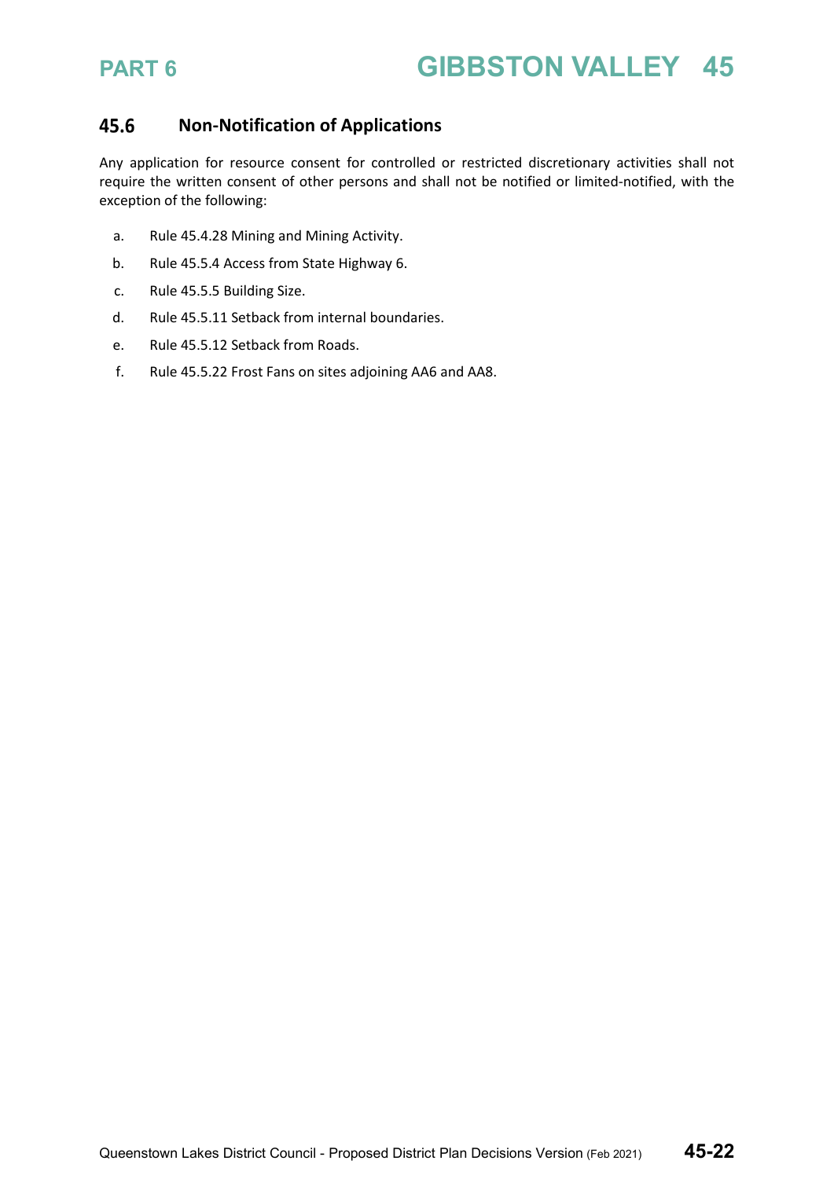## 45.6 Non-Notification of Applications

Any application for resource consent for controlled or restricted discretionary activities shall not require the written consent of other persons and shall not be notified or limited-notified, with the exception of the following:

a. Rule 45.4.28 Mining and Mining Activity.

b. Rule 45.5.4 Access from State Highway 6.

c. Rule 45.5.5 Building Size.

d. Rule 45.5.11 Setback from internal boundaries.

e. Rule 45.5.12 Setback from Roads.

f. Rule 45.5.22 Frost Fans on sites adjoining AA6 and AA8.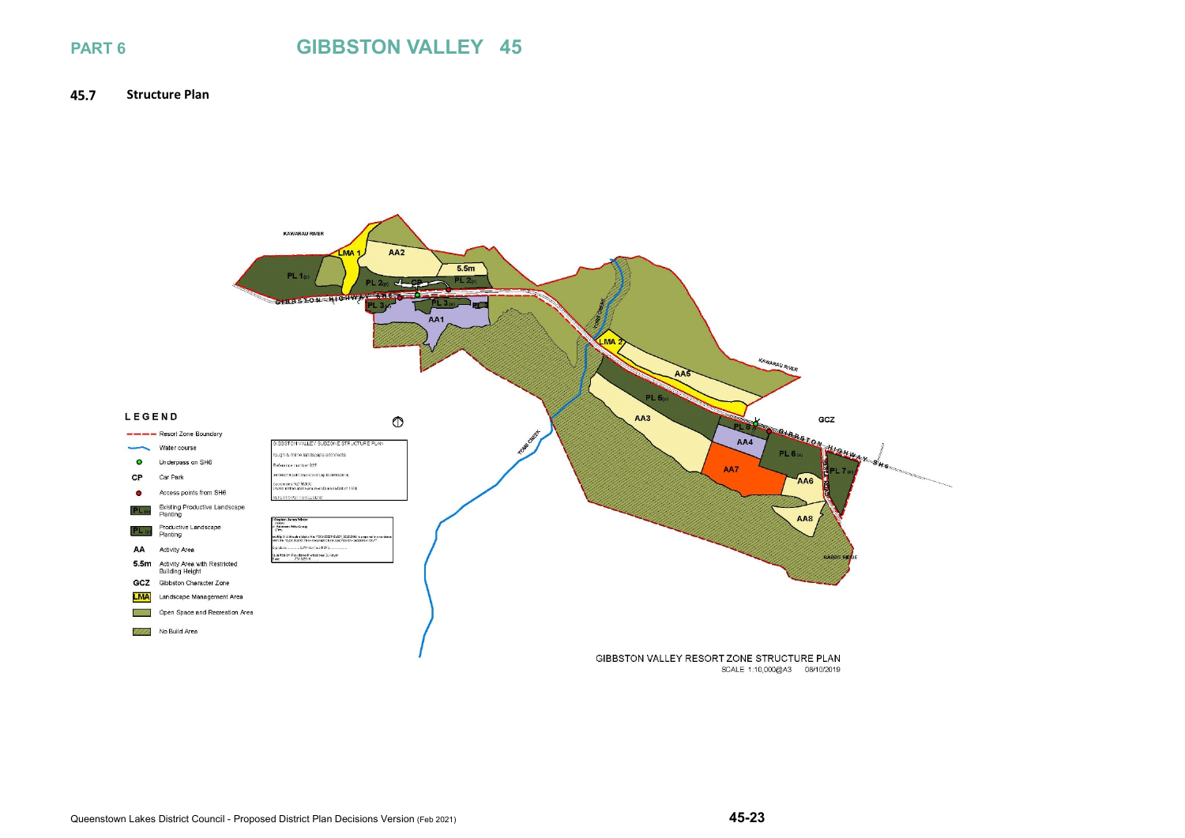## 45.7 Structure Plan

KAWARAU RIVER

LMA 1

AA2

5.5m

PL 1(e)

PL 2(p)

CP

PL 2(p)

GIBBSTON HIGHWAY SH6

PL 3(e)

PL 3(e)

AA1

LMA 2

KAWARAU RIVER

AA5

PL 6(p)

AA3

PL 8

GIBBSTON HIGHWAY SH6

GCZ

AA4

PL 6(e)

AA7

PL 7(e)

AA6

AA8

RABBIT RIDGE

TOMS CREEK

LEGEND

Resort Zone Boundary

Water course

Underpass on SH6

CP Car Park

Access points from SH6

PL(e) Existing Productive Landscape Planting

PL(p) Productive Landscape Planting

AA Activity Area

5.5m Activity Area with Restricted Building Height

GCZ Gibbston Character Zone

LMA Landscape Management Area

Open Space and Recreation Area

No Build Area

GIBBSTON VALLEY RESORT ZONE STRUCTURE PLAN

SCALE 1:10,000@A3 08/10/2019